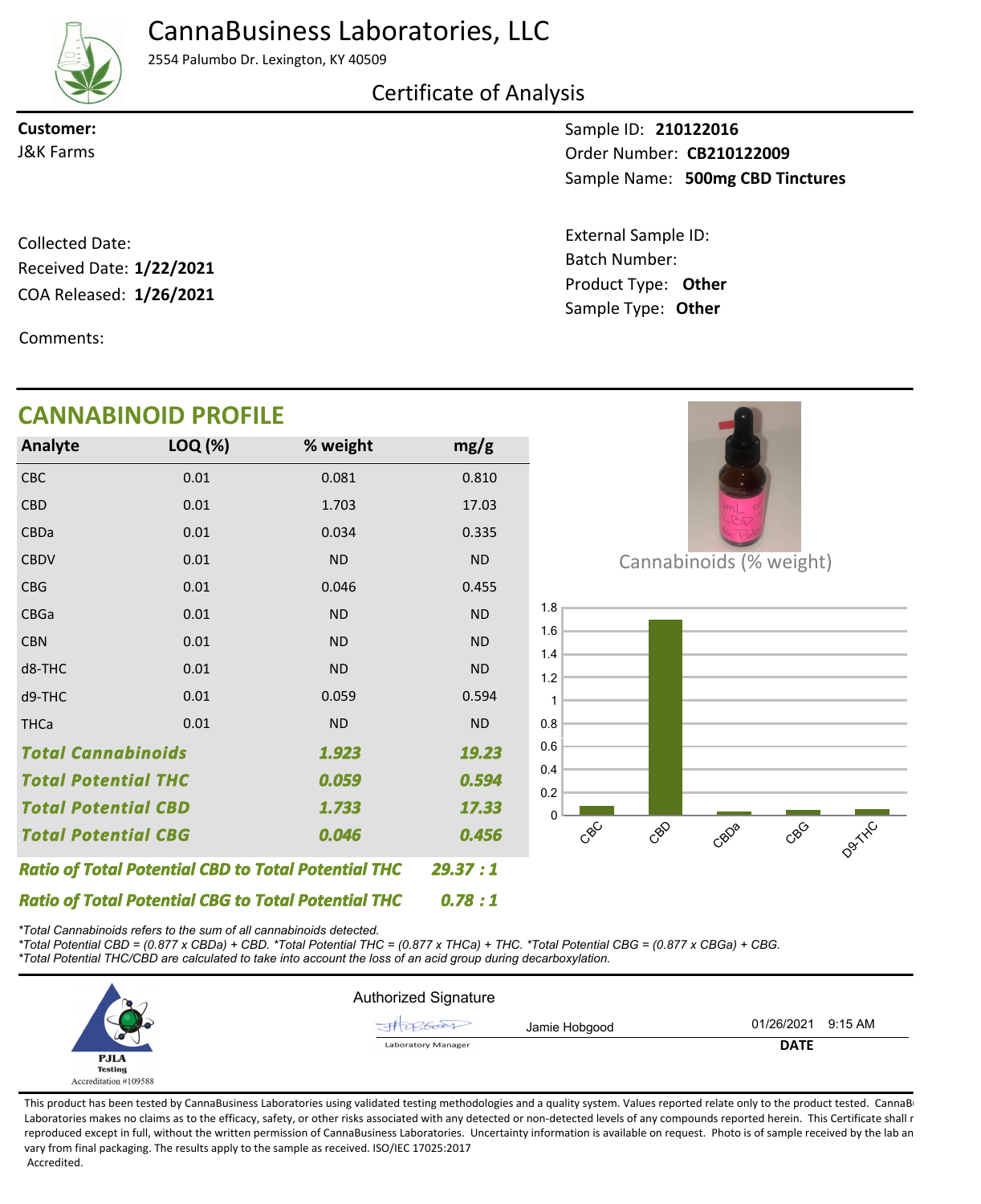# CannaBusiness Laboratories, LLC

2554 Palumbo Dr. Lexington, KY 40509

## Certificate of Analysis

**Customer:**
J&K Farms

Sample ID: **210122016**
Order Number: **CB210122009**
Sample Name: **500mg CBD Tinctures**

Collected Date:
Received Date: **1/22/2021**
COA Released: **1/26/2021**

External Sample ID:
Batch Number:
Product Type: **Other**
Sample Type: **Other**

Comments:

## CANNABINOID PROFILE

| Analyte | LOQ (%) | % weight | mg/g |
|---|---|---|---|
| CBC | 0.01 | 0.081 | 0.810 |
| CBD | 0.01 | 1.703 | 17.03 |
| CBDa | 0.01 | 0.034 | 0.335 |
| CBDV | 0.01 | ND | ND |
| CBG | 0.01 | 0.046 | 0.455 |
| CBGa | 0.01 | ND | ND |
| CBN | 0.01 | ND | ND |
| d8-THC | 0.01 | ND | ND |
| d9-THC | 0.01 | 0.059 | 0.594 |
| THCa | 0.01 | ND | ND |
| ***Total Cannabinoids*** | | ***1.923*** | ***19.23*** |
| ***Total Potential THC*** | | ***0.059*** | ***0.594*** |
| ***Total Potential CBD*** | | ***1.733*** | ***17.33*** |
| ***Total Potential CBG*** | | ***0.046*** | ***0.456*** |

***Ratio of Total Potential CBD to Total Potential THC*** ***29.37 : 1***

***Ratio of Total Potential CBG to Total Potential THC*** ***0.78 : 1***

Cannabinoids (% weight)

| Analyte | % weight |
|---|---|
| CBC | 0.081 |
| CBD | 1.703 |
| CBDa | 0.034 |
| CBG | 0.046 |
| D9-THC | 0.059 |

*\*Total Cannabinoids refers to the sum of all cannabinoids detected.*
*\*Total Potential CBD = (0.877 x CBDa) + CBD. \*Total Potential THC = (0.877 x THCa) + THC. \*Total Potential CBG = (0.877 x CBGa) + CBG.*
*\*Total Potential THC/CBD are calculated to take into account the loss of an acid group during decarboxylation.*

PJLA Testing
Accreditation #109588

Authorized Signature

Jamie Hobgood — Laboratory Manager

01/26/2021 9:15 AM
**DATE**

This product has been tested by CannaBusiness Laboratories using validated testing methodologies and a quality system. Values reported relate only to the product tested. CannaBusiness Laboratories makes no claims as to the efficacy, safety, or other risks associated with any detected or non-detected levels of any compounds reported herein. This Certificate shall not be reproduced except in full, without the written permission of CannaBusiness Laboratories. Uncertainty information is available on request. Photo is of sample received by the lab and may vary from final packaging. The results apply to the sample as received. ISO/IEC 17025:2017 Accredited.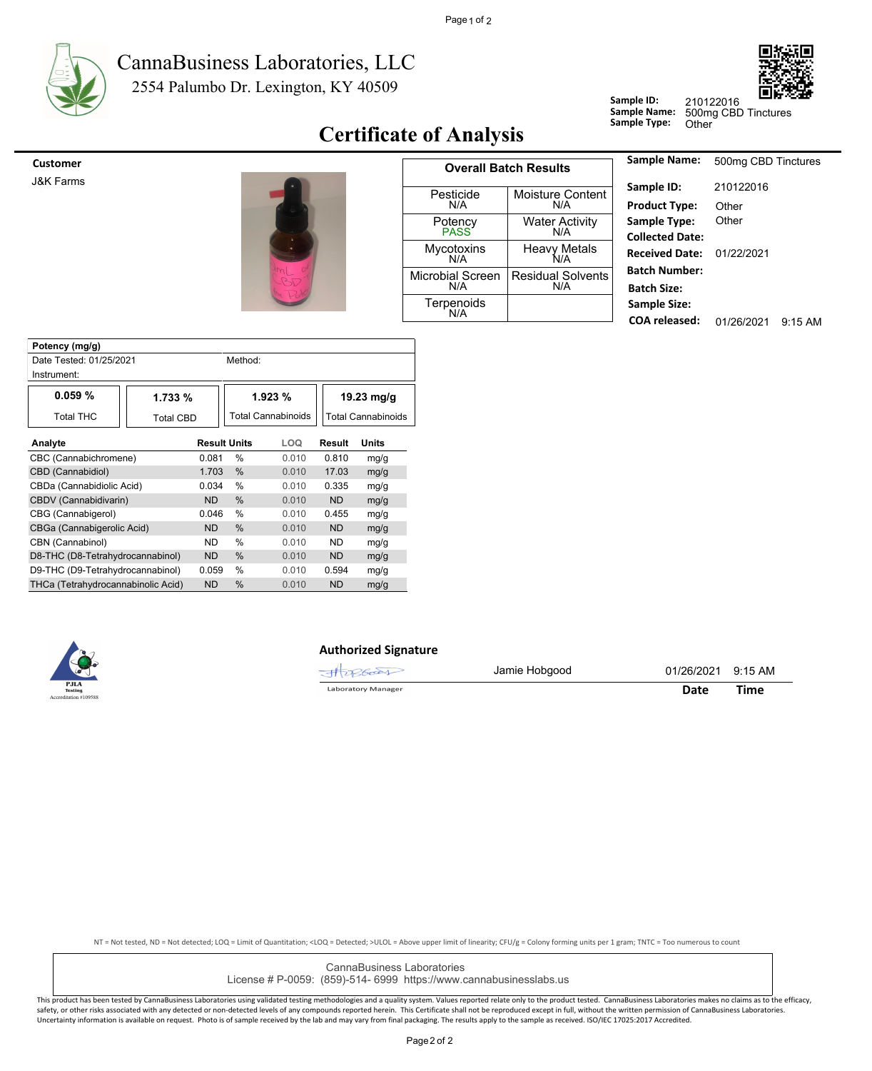# CannaBusiness Laboratories, LLC

2554 Palumbo Dr. Lexington, KY 40509

**Sample ID:** 210122016
**Sample Name:** 500mg CBD Tinctures
**Sample Type:** Other

## Certificate of Analysis

**Customer**

J&K Farms

| Overall Batch Results | |
|---|---|
| Pesticide N/A | Moisture Content N/A |
| Potency PASS | Water Activity N/A |
| Mycotoxins N/A | Heavy Metals N/A |
| Microbial Screen N/A | Residual Solvents N/A |
| Terpenoids N/A | |

**Sample Name:** 500mg CBD Tinctures
**Sample ID:** 210122016
**Product Type:** Other
**Sample Type:** Other
**Collected Date:**
**Received Date:** 01/22/2021
**Batch Number:**
**Batch Size:**
**Sample Size:**
**COA released:** 01/26/2021 9:15 AM

**Potency (mg/g)**

Date Tested: 01/25/2021
Method:
Instrument:

| 0.059 % | 1.733 % | 1.923 % | 19.23 mg/g |
|---|---|---|---|
| Total THC | Total CBD | Total Cannabinoids | Total Cannabinoids |

| Analyte | Result | Units | LOQ | Result | Units |
|---|---|---|---|---|---|
| CBC (Cannabichromene) | 0.081 | % | 0.010 | 0.810 | mg/g |
| CBD (Cannabidiol) | 1.703 | % | 0.010 | 17.03 | mg/g |
| CBDa (Cannabidiolic Acid) | 0.034 | % | 0.010 | 0.335 | mg/g |
| CBDV (Cannabidivarin) | ND | % | 0.010 | ND | mg/g |
| CBG (Cannabigerol) | 0.046 | % | 0.010 | 0.455 | mg/g |
| CBGa (Cannabigerolic Acid) | ND | % | 0.010 | ND | mg/g |
| CBN (Cannabinol) | ND | % | 0.010 | ND | mg/g |
| D8-THC (D8-Tetrahydrocannabinol) | ND | % | 0.010 | ND | mg/g |
| D9-THC (D9-Tetrahydrocannabinol) | 0.059 | % | 0.010 | 0.594 | mg/g |
| THCa (Tetrahydrocannabinolic Acid) | ND | % | 0.010 | ND | mg/g |

PJLA Testing Accreditation #109588

**Authorized Signature**

| | Jamie Hobgood | 01/26/2021 | 9:15 AM |
|---|---|---|---|
| Laboratory Manager | | **Date** | **Time** |

NT = Not tested, ND = Not detected; LOQ = Limit of Quantitation; <LOQ = Detected; >ULOL = Above upper limit of linearity; CFU/g = Colony forming units per 1 gram; TNTC = Too numerous to count

CannaBusiness Laboratories
License # P-0059: (859)-514- 6999 https://www.cannabusinesslabs.us

This product has been tested by CannaBusiness Laboratories using validated testing methodologies and a quality system. Values reported relate only to the product tested. CannaBusiness Laboratories makes no claims as to the efficacy, safety, or other risks associated with any detected or non-detected levels of any compounds reported herein. This Certificate shall not be reproduced except in full, without the written permission of CannaBusiness Laboratories. Uncertainty information is available on request. Photo is of sample received by the lab and may vary from final packaging. The results apply to the sample as received. ISO/IEC 17025:2017 Accredited.